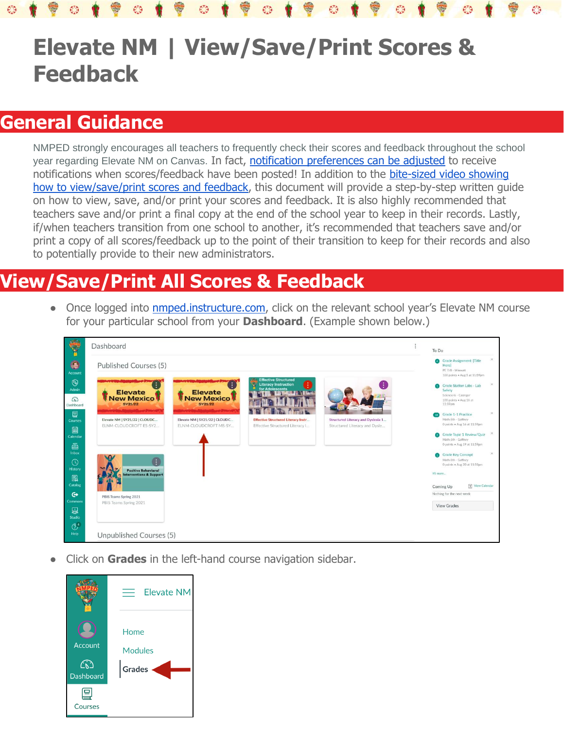# Elevate NM | View/Save/Print Scores & Feedback

## General Guidance

NMPED strongly encourages all teachers to frequently check their scores and feedback throughout the school year regarding Elevate NM on Canvas. In fact, notification preferences can be adjusted to receive notifications when scores/feedback have been posted! In addition to the bite-sized video showing how to view/save/print scores and feedback, this document will provide a step-by-step written guide on how to view, save, and/or print your scores and feedback. It is also highly recommended that teachers save and/or print a final copy at the end of the school year to keep in their records. Lastly, if/when teachers transition from one school to another, it's recommended that teachers save and/or print a copy of all scores/feedback up to the point of their transition to keep for their records and also to potentially provide to their new administrators.

## View/Save/Print All Scores & Feedback

- Once logged into nmped.instructure.com, click on the relevant school year's Elevate NM course for your particular school from your **Dashboard**. (Example shown below.)

- Click on **Grades** in the left-hand course navigation sidebar.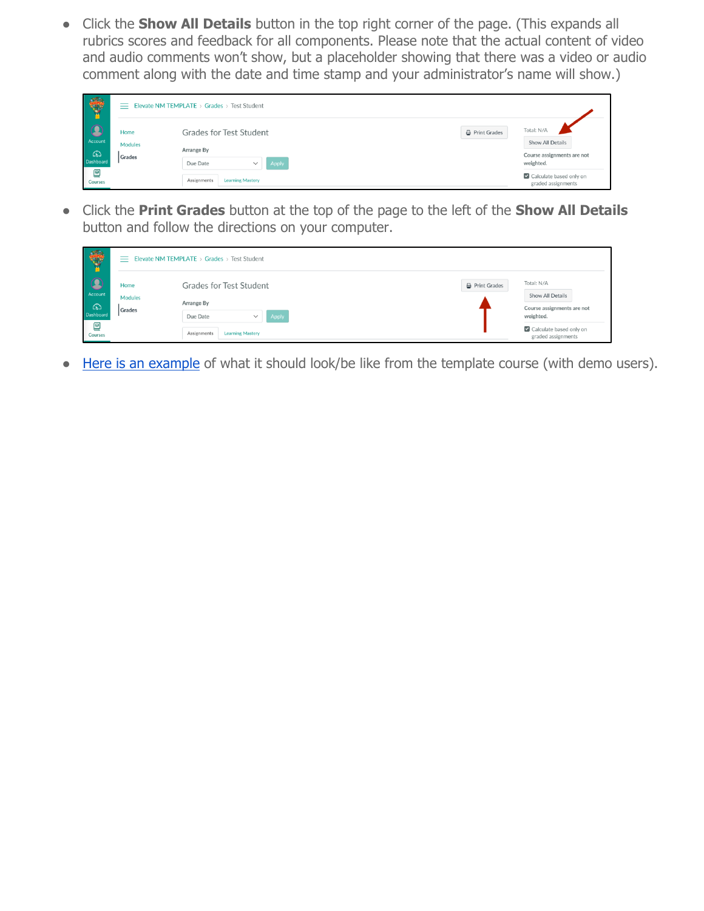- Click the **Show All Details** button in the top right corner of the page. (This expands all rubrics scores and feedback for all components. Please note that the actual content of video and audio comments won't show, but a placeholder showing that there was a video or audio comment along with the date and time stamp and your administrator's name will show.)

- Click the **Print Grades** button at the top of the page to the left of the **Show All Details** button and follow the directions on your computer.

- Here is an example of what it should look/be like from the template course (with demo users).